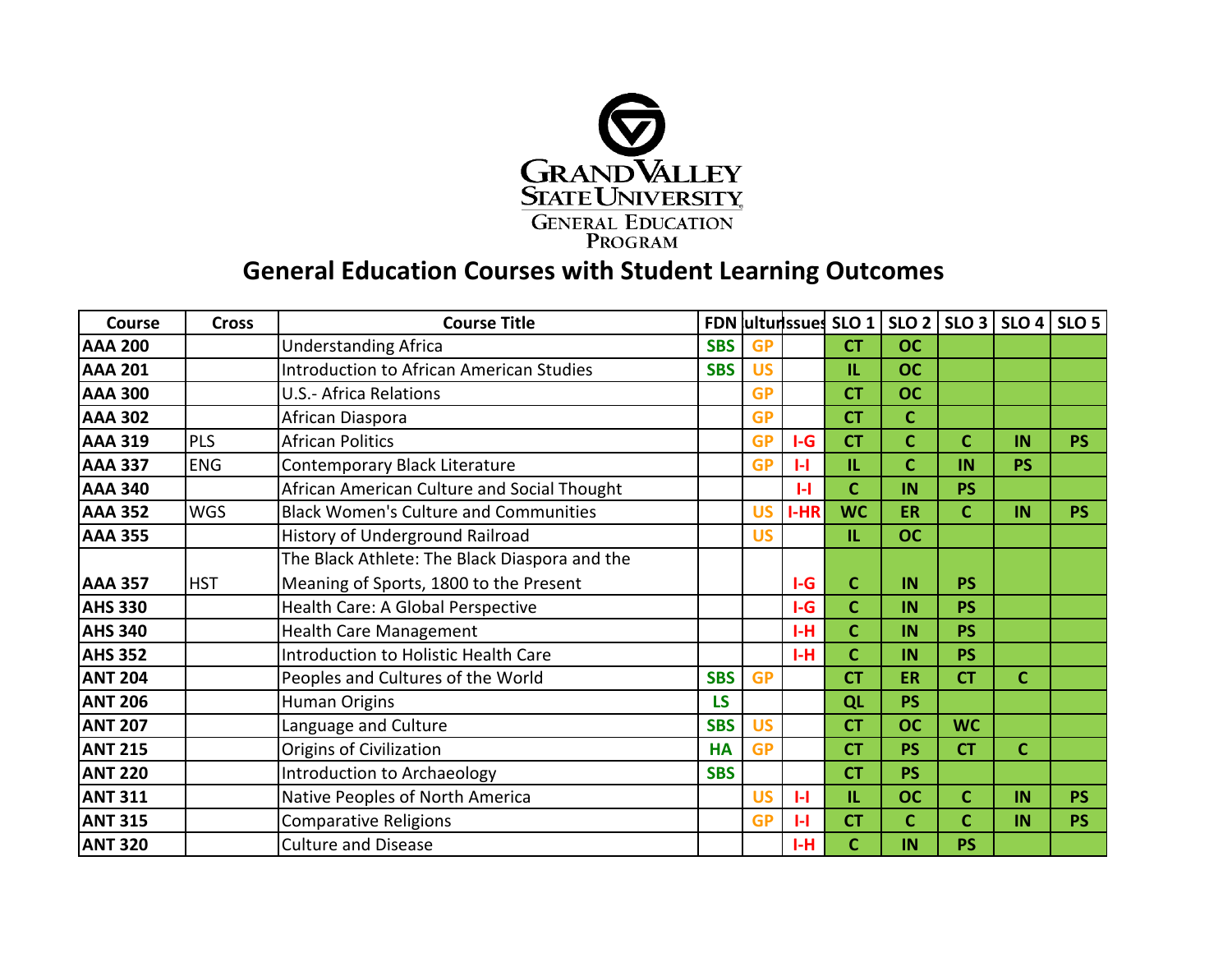GRAND VALLEY STATE UNIVERSITY
GENERAL EDUCATION PROGRAM

# General Education Courses with Student Learning Outcomes

| Course | Cross | Course Title | FDN | Cultur | Issues | SLO 1 | SLO 2 | SLO 3 | SLO 4 | SLO 5 |
|---|---|---|---|---|---|---|---|---|---|---|
| **AAA 200** | | Understanding Africa | **SBS** | **GP** | | **CT** | **OC** | | | |
| **AAA 201** | | Introduction to African American Studies | **SBS** | **US** | | **IL** | **OC** | | | |
| **AAA 300** | | U.S.- Africa Relations | | **GP** | | **CT** | **OC** | | | |
| **AAA 302** | | African Diaspora | | **GP** | | **CT** | **C** | | | |
| **AAA 319** | PLS | African Politics | | **GP** | **I-G** | **CT** | **C** | **C** | **IN** | **PS** |
| **AAA 337** | ENG | Contemporary Black Literature | | **GP** | **I-I** | **IL** | **C** | **IN** | **PS** | |
| **AAA 340** | | African American Culture and Social Thought | | | **I-I** | **C** | **IN** | **PS** | | |
| **AAA 352** | WGS | Black Women's Culture and Communities | | **US** | **I-HR** | **WC** | **ER** | **C** | **IN** | **PS** |
| **AAA 355** | | History of Underground Railroad | | **US** | | **IL** | **OC** | | | |
| **AAA 357** | HST | The Black Athlete: The Black Diaspora and the Meaning of Sports, 1800 to the Present | | | **I-G** | **C** | **IN** | **PS** | | |
| **AHS 330** | | Health Care: A Global Perspective | | | **I-G** | **C** | **IN** | **PS** | | |
| **AHS 340** | | Health Care Management | | | **I-H** | **C** | **IN** | **PS** | | |
| **AHS 352** | | Introduction to Holistic Health Care | | | **I-H** | **C** | **IN** | **PS** | | |
| **ANT 204** | | Peoples and Cultures of the World | **SBS** | **GP** | | **CT** | **ER** | **CT** | **C** | |
| **ANT 206** | | Human Origins | **LS** | | | **QL** | **PS** | | | |
| **ANT 207** | | Language and Culture | **SBS** | **US** | | **CT** | **OC** | **WC** | | |
| **ANT 215** | | Origins of Civilization | **HA** | **GP** | | **CT** | **PS** | **CT** | **C** | |
| **ANT 220** | | Introduction to Archaeology | **SBS** | | | **CT** | **PS** | | | |
| **ANT 311** | | Native Peoples of North America | | **US** | **I-I** | **IL** | **OC** | **C** | **IN** | **PS** |
| **ANT 315** | | Comparative Religions | | **GP** | **I-I** | **CT** | **C** | **C** | **IN** | **PS** |
| **ANT 320** | | Culture and Disease | | | **I-H** | **C** | **IN** | **PS** | | |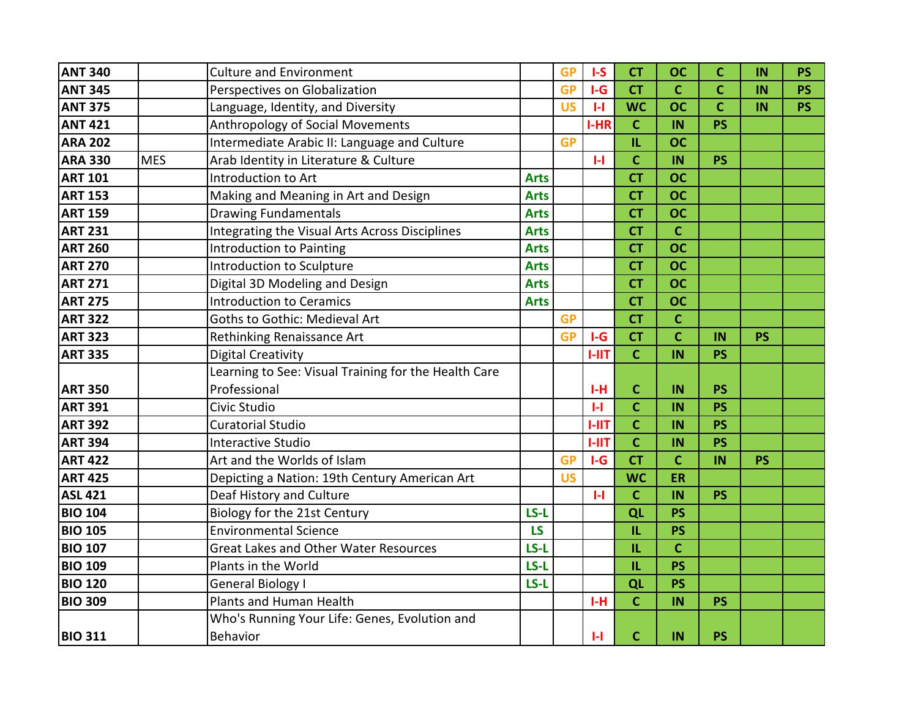| ANT 340 | | Culture and Environment | | GP | I-S | CT | OC | C | IN | PS |
|---|---|---|---|---|---|---|---|---|---|---|
| ANT 345 | | Perspectives on Globalization | | GP | I-G | CT | C | C | IN | PS |
| ANT 375 | | Language, Identity, and Diversity | | US | I-I | WC | OC | C | IN | PS |
| ANT 421 | | Anthropology of Social Movements | | | I-HR | C | IN | PS | | |
| ARA 202 | | Intermediate Arabic II: Language and Culture | | GP | | IL | OC | | | |
| ARA 330 | MES | Arab Identity in Literature & Culture | | | I-I | C | IN | PS | | |
| ART 101 | | Introduction to Art | Arts | | | CT | OC | | | |
| ART 153 | | Making and Meaning in Art and Design | Arts | | | CT | OC | | | |
| ART 159 | | Drawing Fundamentals | Arts | | | CT | OC | | | |
| ART 231 | | Integrating the Visual Arts Across Disciplines | Arts | | | CT | C | | | |
| ART 260 | | Introduction to Painting | Arts | | | CT | OC | | | |
| ART 270 | | Introduction to Sculpture | Arts | | | CT | OC | | | |
| ART 271 | | Digital 3D Modeling and Design | Arts | | | CT | OC | | | |
| ART 275 | | Introduction to Ceramics | Arts | | | CT | OC | | | |
| ART 322 | | Goths to Gothic: Medieval Art | | GP | | CT | C | | | |
| ART 323 | | Rethinking Renaissance Art | | GP | I-G | CT | C | IN | PS | |
| ART 335 | | Digital Creativity | | | I-IIT | C | IN | PS | | |
| ART 350 | | Learning to See: Visual Training for the Health Care Professional | | | I-H | C | IN | PS | | |
| ART 391 | | Civic Studio | | | I-I | C | IN | PS | | |
| ART 392 | | Curatorial Studio | | | I-IIT | C | IN | PS | | |
| ART 394 | | Interactive Studio | | | I-IIT | C | IN | PS | | |
| ART 422 | | Art and the Worlds of Islam | | GP | I-G | CT | C | IN | PS | |
| ART 425 | | Depicting a Nation: 19th Century American Art | | US | | WC | ER | | | |
| ASL 421 | | Deaf History and Culture | | | I-I | C | IN | PS | | |
| BIO 104 | | Biology for the 21st Century | LS-L | | | QL | PS | | | |
| BIO 105 | | Environmental Science | LS | | | IL | PS | | | |
| BIO 107 | | Great Lakes and Other Water Resources | LS-L | | | IL | C | | | |
| BIO 109 | | Plants in the World | LS-L | | | IL | PS | | | |
| BIO 120 | | General Biology I | LS-L | | | QL | PS | | | |
| BIO 309 | | Plants and Human Health | | | I-H | C | IN | PS | | |
| BIO 311 | | Who's Running Your Life: Genes, Evolution and Behavior | | | I-I | C | IN | PS | | |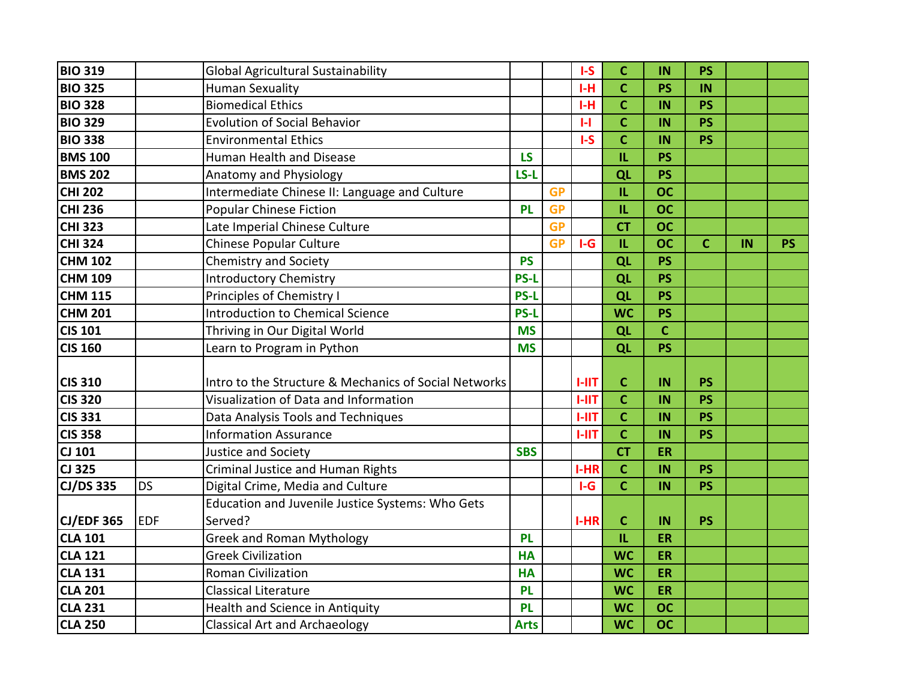| | | | | | | | | | | |
|---|---|---|---|---|---|---|---|---|---|---|
| **BIO 319** | | Global Agricultural Sustainability | | | I-S | C | IN | PS | | |
| **BIO 325** | | Human Sexuality | | | I-H | C | PS | IN | | |
| **BIO 328** | | Biomedical Ethics | | | I-H | C | IN | PS | | |
| **BIO 329** | | Evolution of Social Behavior | | | I-I | C | IN | PS | | |
| **BIO 338** | | Environmental Ethics | | | I-S | C | IN | PS | | |
| **BMS 100** | | Human Health and Disease | LS | | | IL | PS | | | |
| **BMS 202** | | Anatomy and Physiology | LS-L | | | QL | PS | | | |
| **CHI 202** | | Intermediate Chinese II: Language and Culture | | GP | | IL | OC | | | |
| **CHI 236** | | Popular Chinese Fiction | PL | GP | | IL | OC | | | |
| **CHI 323** | | Late Imperial Chinese Culture | | GP | | CT | OC | | | |
| **CHI 324** | | Chinese Popular Culture | | GP | I-G | IL | OC | C | IN | PS |
| **CHM 102** | | Chemistry and Society | PS | | | QL | PS | | | |
| **CHM 109** | | Introductory Chemistry | PS-L | | | QL | PS | | | |
| **CHM 115** | | Principles of Chemistry I | PS-L | | | QL | PS | | | |
| **CHM 201** | | Introduction to Chemical Science | PS-L | | | WC | PS | | | |
| **CIS 101** | | Thriving in Our Digital World | MS | | | QL | C | | | |
| **CIS 160** | | Learn to Program in Python | MS | | | QL | PS | | | |
| **CIS 310** | | Intro to the Structure & Mechanics of Social Networks | | | I-IIT | C | IN | PS | | |
| **CIS 320** | | Visualization of Data and Information | | | I-IIT | C | IN | PS | | |
| **CIS 331** | | Data Analysis Tools and Techniques | | | I-IIT | C | IN | PS | | |
| **CIS 358** | | Information Assurance | | | I-IIT | C | IN | PS | | |
| **CJ 101** | | Justice and Society | SBS | | | CT | ER | | | |
| **CJ 325** | | Criminal Justice and Human Rights | | | I-HR | C | IN | PS | | |
| **CJ/DS 335** | DS | Digital Crime, Media and Culture | | | I-G | C | IN | PS | | |
| **CJ/EDF 365** | EDF | Education and Juvenile Justice Systems: Who Gets Served? | | | I-HR | C | IN | PS | | |
| **CLA 101** | | Greek and Roman Mythology | PL | | | IL | ER | | | |
| **CLA 121** | | Greek Civilization | HA | | | WC | ER | | | |
| **CLA 131** | | Roman Civilization | HA | | | WC | ER | | | |
| **CLA 201** | | Classical Literature | PL | | | WC | ER | | | |
| **CLA 231** | | Health and Science in Antiquity | PL | | | WC | OC | | | |
| **CLA 250** | | Classical Art and Archaeology | Arts | | | WC | OC | | | |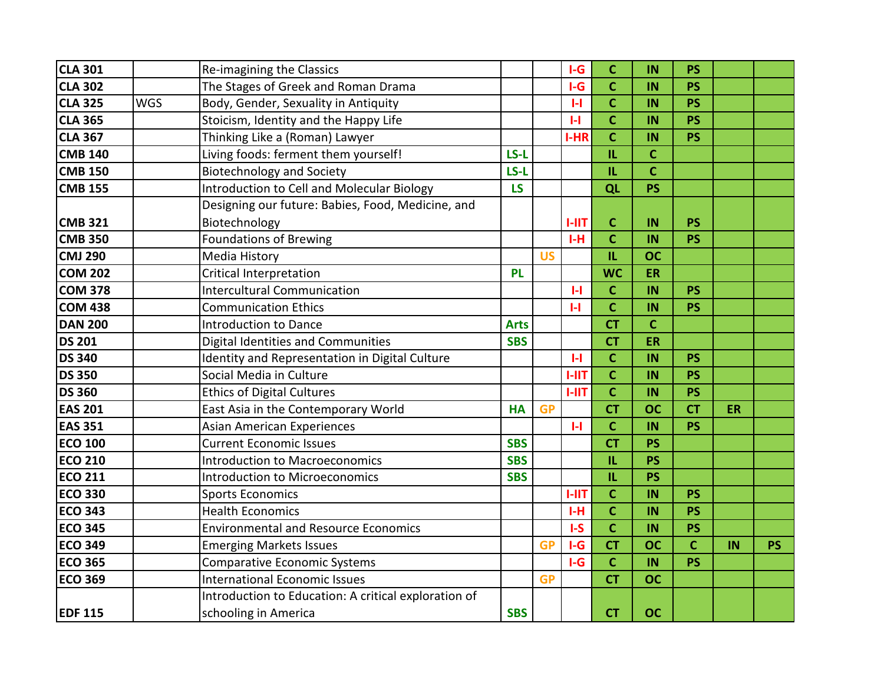| | | | | | | | | | | |
|---|---|---|---|---|---|---|---|---|---|---|
| **CLA 301** | | Re-imagining the Classics | | | **I-G** | **C** | **IN** | **PS** | | |
| **CLA 302** | | The Stages of Greek and Roman Drama | | | **I-G** | **C** | **IN** | **PS** | | |
| **CLA 325** | WGS | Body, Gender, Sexuality in Antiquity | | | **I-I** | **C** | **IN** | **PS** | | |
| **CLA 365** | | Stoicism, Identity and the Happy Life | | | **I-I** | **C** | **IN** | **PS** | | |
| **CLA 367** | | Thinking Like a (Roman) Lawyer | | | **I-HR** | **C** | **IN** | **PS** | | |
| **CMB 140** | | Living foods: ferment them yourself! | **LS-L** | | | **IL** | **C** | | | |
| **CMB 150** | | Biotechnology and Society | **LS-L** | | | **IL** | **C** | | | |
| **CMB 155** | | Introduction to Cell and Molecular Biology | **LS** | | | **QL** | **PS** | | | |
| **CMB 321** | | Designing our future: Babies, Food, Medicine, and Biotechnology | | | **I-IIT** | **C** | **IN** | **PS** | | |
| **CMB 350** | | Foundations of Brewing | | | **I-H** | **C** | **IN** | **PS** | | |
| **CMJ 290** | | Media History | | **US** | | **IL** | **OC** | | | |
| **COM 202** | | Critical Interpretation | **PL** | | | **WC** | **ER** | | | |
| **COM 378** | | Intercultural Communication | | | **I-I** | **C** | **IN** | **PS** | | |
| **COM 438** | | Communication Ethics | | | **I-I** | **C** | **IN** | **PS** | | |
| **DAN 200** | | Introduction to Dance | **Arts** | | | **CT** | **C** | | | |
| **DS 201** | | Digital Identities and Communities | **SBS** | | | **CT** | **ER** | | | |
| **DS 340** | | Identity and Representation in Digital Culture | | | **I-I** | **C** | **IN** | **PS** | | |
| **DS 350** | | Social Media in Culture | | | **I-IIT** | **C** | **IN** | **PS** | | |
| **DS 360** | | Ethics of Digital Cultures | | | **I-IIT** | **C** | **IN** | **PS** | | |
| **EAS 201** | | East Asia in the Contemporary World | **HA** | **GP** | | **CT** | **OC** | **CT** | **ER** | |
| **EAS 351** | | Asian American Experiences | | | **I-I** | **C** | **IN** | **PS** | | |
| **ECO 100** | | Current Economic Issues | **SBS** | | | **CT** | **PS** | | | |
| **ECO 210** | | Introduction to Macroeconomics | **SBS** | | | **IL** | **PS** | | | |
| **ECO 211** | | Introduction to Microeconomics | **SBS** | | | **IL** | **PS** | | | |
| **ECO 330** | | Sports Economics | | | **I-IIT** | **C** | **IN** | **PS** | | |
| **ECO 343** | | Health Economics | | | **I-H** | **C** | **IN** | **PS** | | |
| **ECO 345** | | Environmental and Resource Economics | | | **I-S** | **C** | **IN** | **PS** | | |
| **ECO 349** | | Emerging Markets Issues | | **GP** | **I-G** | **CT** | **OC** | **C** | **IN** | **PS** |
| **ECO 365** | | Comparative Economic Systems | | | **I-G** | **C** | **IN** | **PS** | | |
| **ECO 369** | | International Economic Issues | | **GP** | | **CT** | **OC** | | | |
| **EDF 115** | | Introduction to Education: A critical exploration of schooling in America | **SBS** | | | **CT** | **OC** | | | |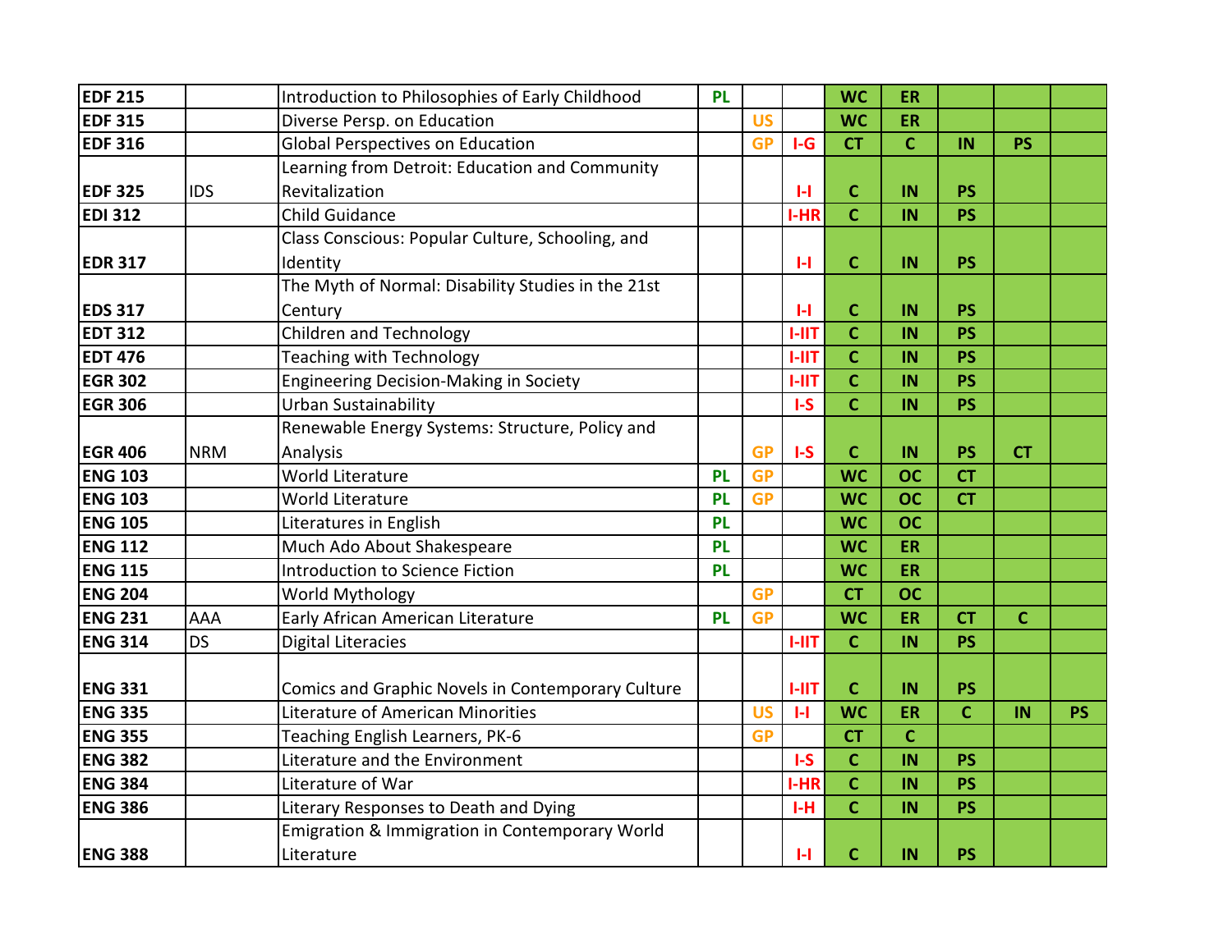| | | | | | | | | | | |
|---|---|---|---|---|---|---|---|---|---|---|
| **EDF 215** | | Introduction to Philosophies of Early Childhood | PL | | | WC | ER | | | |
| **EDF 315** | | Diverse Persp. on Education | | US | | WC | ER | | | |
| **EDF 316** | | Global Perspectives on Education | | GP | I-G | CT | C | IN | PS | |
| **EDF 325** | IDS | Learning from Detroit: Education and Community Revitalization | | | I-I | C | IN | PS | | |
| **EDI 312** | | Child Guidance | | | I-HR | C | IN | PS | | |
| **EDR 317** | | Class Conscious: Popular Culture, Schooling, and Identity | | | I-I | C | IN | PS | | |
| **EDS 317** | | The Myth of Normal: Disability Studies in the 21st Century | | | I-I | C | IN | PS | | |
| **EDT 312** | | Children and Technology | | | I-IIT | C | IN | PS | | |
| **EDT 476** | | Teaching with Technology | | | I-IIT | C | IN | PS | | |
| **EGR 302** | | Engineering Decision-Making in Society | | | I-IIT | C | IN | PS | | |
| **EGR 306** | | Urban Sustainability | | | I-S | C | IN | PS | | |
| **EGR 406** | NRM | Renewable Energy Systems: Structure, Policy and Analysis | | GP | I-S | C | IN | PS | CT | |
| **ENG 103** | | World Literature | PL | GP | | WC | OC | CT | | |
| **ENG 103** | | World Literature | PL | GP | | WC | OC | CT | | |
| **ENG 105** | | Literatures in English | PL | | | WC | OC | | | |
| **ENG 112** | | Much Ado About Shakespeare | PL | | | WC | ER | | | |
| **ENG 115** | | Introduction to Science Fiction | PL | | | WC | ER | | | |
| **ENG 204** | | World Mythology | | GP | | CT | OC | | | |
| **ENG 231** | AAA | Early African American Literature | PL | GP | | WC | ER | CT | C | |
| **ENG 314** | DS | Digital Literacies | | | I-IIT | C | IN | PS | | |
| **ENG 331** | | Comics and Graphic Novels in Contemporary Culture | | | I-IIT | C | IN | PS | | |
| **ENG 335** | | Literature of American Minorities | | US | I-I | WC | ER | C | IN | PS |
| **ENG 355** | | Teaching English Learners, PK-6 | | GP | | CT | C | | | |
| **ENG 382** | | Literature and the Environment | | | I-S | C | IN | PS | | |
| **ENG 384** | | Literature of War | | | I-HR | C | IN | PS | | |
| **ENG 386** | | Literary Responses to Death and Dying | | | I-H | C | IN | PS | | |
| **ENG 388** | | Emigration & Immigration in Contemporary World Literature | | | I-I | C | IN | PS | | |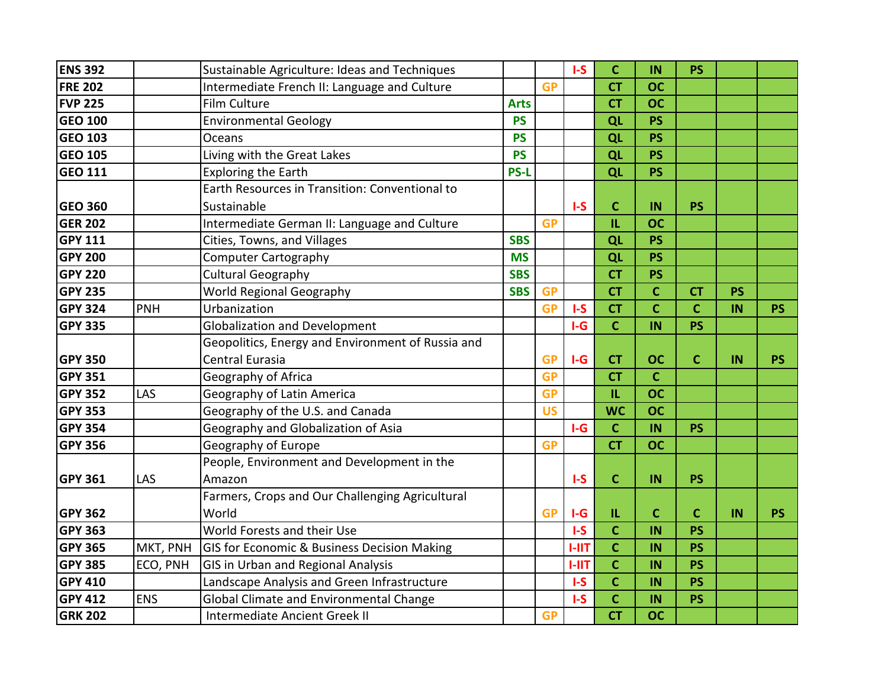| | | | | | | | | | | |
|---|---|---|---|---|---|---|---|---|---|---|
| **ENS 392** | | Sustainable Agriculture: Ideas and Techniques | | | **I-S** | **C** | **IN** | **PS** | | |
| **FRE 202** | | Intermediate French II: Language and Culture | | **GP** | | **CT** | **OC** | | | |
| **FVP 225** | | Film Culture | **Arts** | | | **CT** | **OC** | | | |
| **GEO 100** | | Environmental Geology | **PS** | | | **QL** | **PS** | | | |
| **GEO 103** | | Oceans | **PS** | | | **QL** | **PS** | | | |
| **GEO 105** | | Living with the Great Lakes | **PS** | | | **QL** | **PS** | | | |
| **GEO 111** | | Exploring the Earth | **PS-L** | | | **QL** | **PS** | | | |
| **GEO 360** | | Earth Resources in Transition: Conventional to Sustainable | | | **I-S** | **C** | **IN** | **PS** | | |
| **GER 202** | | Intermediate German II: Language and Culture | | **GP** | | **IL** | **OC** | | | |
| **GPY 111** | | Cities, Towns, and Villages | **SBS** | | | **QL** | **PS** | | | |
| **GPY 200** | | Computer Cartography | **MS** | | | **QL** | **PS** | | | |
| **GPY 220** | | Cultural Geography | **SBS** | | | **CT** | **PS** | | | |
| **GPY 235** | | World Regional Geography | **SBS** | **GP** | | **CT** | **C** | **CT** | **PS** | |
| **GPY 324** | PNH | Urbanization | | **GP** | **I-S** | **CT** | **C** | **C** | **IN** | **PS** |
| **GPY 335** | | Globalization and Development | | | **I-G** | **C** | **IN** | **PS** | | |
| **GPY 350** | | Geopolitics, Energy and Environment of Russia and Central Eurasia | | **GP** | **I-G** | **CT** | **OC** | **C** | **IN** | **PS** |
| **GPY 351** | | Geography of Africa | | **GP** | | **CT** | **C** | | | |
| **GPY 352** | LAS | Geography of Latin America | | **GP** | | **IL** | **OC** | | | |
| **GPY 353** | | Geography of the U.S. and Canada | | **US** | | **WC** | **OC** | | | |
| **GPY 354** | | Geography and Globalization of Asia | | | **I-G** | **C** | **IN** | **PS** | | |
| **GPY 356** | | Geography of Europe | | **GP** | | **CT** | **OC** | | | |
| **GPY 361** | LAS | People, Environment and Development in the Amazon | | | **I-S** | **C** | **IN** | **PS** | | |
| **GPY 362** | | Farmers, Crops and Our Challenging Agricultural World | | **GP** | **I-G** | **IL** | **C** | **C** | **IN** | **PS** |
| **GPY 363** | | World Forests and their Use | | | **I-S** | **C** | **IN** | **PS** | | |
| **GPY 365** | MKT, PNH | GIS for Economic & Business Decision Making | | | **I-IIT** | **C** | **IN** | **PS** | | |
| **GPY 385** | ECO, PNH | GIS in Urban and Regional Analysis | | | **I-IIT** | **C** | **IN** | **PS** | | |
| **GPY 410** | | Landscape Analysis and Green Infrastructure | | | **I-S** | **C** | **IN** | **PS** | | |
| **GPY 412** | ENS | Global Climate and Environmental Change | | | **I-S** | **C** | **IN** | **PS** | | |
| **GRK 202** | | Intermediate Ancient Greek II | | **GP** | | **CT** | **OC** | | | |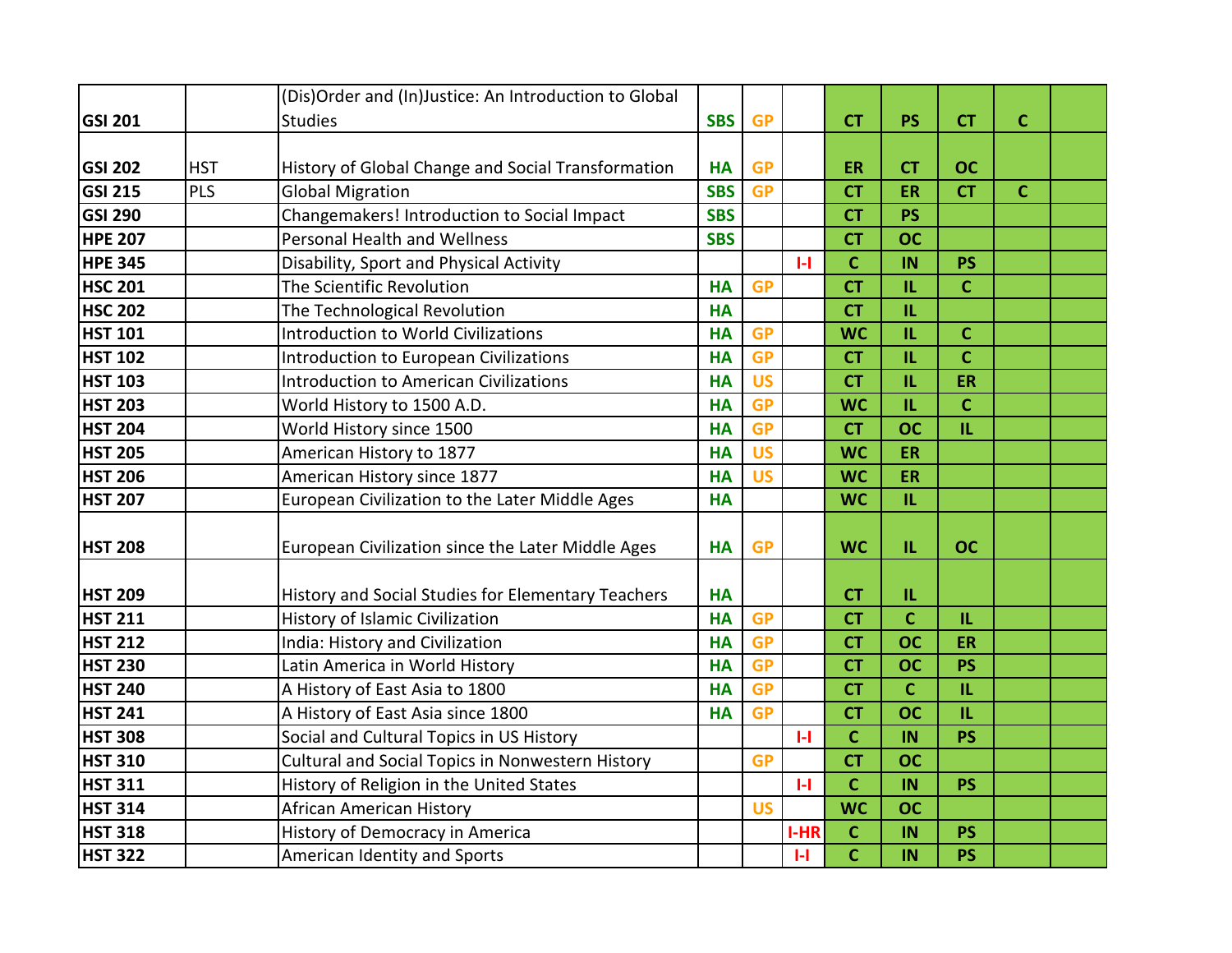| | | | | | | | | | | |
|---|---|---|---|---|---|---|---|---|---|---|
| **GSI 201** | | (Dis)Order and (In)Justice: An Introduction to Global Studies | **SBS** | **GP** | | **CT** | **PS** | **CT** | **C** | |
| **GSI 202** | HST | History of Global Change and Social Transformation | **HA** | **GP** | | **ER** | **CT** | **OC** | | |
| **GSI 215** | PLS | Global Migration | **SBS** | **GP** | | **CT** | **ER** | **CT** | **C** | |
| **GSI 290** | | Changemakers! Introduction to Social Impact | **SBS** | | | **CT** | **PS** | | | |
| **HPE 207** | | Personal Health and Wellness | **SBS** | | | **CT** | **OC** | | | |
| **HPE 345** | | Disability, Sport and Physical Activity | | | **I-I** | **C** | **IN** | **PS** | | |
| **HSC 201** | | The Scientific Revolution | **HA** | **GP** | | **CT** | **IL** | **C** | | |
| **HSC 202** | | The Technological Revolution | **HA** | | | **CT** | **IL** | | | |
| **HST 101** | | Introduction to World Civilizations | **HA** | **GP** | | **WC** | **IL** | **C** | | |
| **HST 102** | | Introduction to European Civilizations | **HA** | **GP** | | **CT** | **IL** | **C** | | |
| **HST 103** | | Introduction to American Civilizations | **HA** | **US** | | **CT** | **IL** | **ER** | | |
| **HST 203** | | World History to 1500 A.D. | **HA** | **GP** | | **WC** | **IL** | **C** | | |
| **HST 204** | | World History since 1500 | **HA** | **GP** | | **CT** | **OC** | **IL** | | |
| **HST 205** | | American History to 1877 | **HA** | **US** | | **WC** | **ER** | | | |
| **HST 206** | | American History since 1877 | **HA** | **US** | | **WC** | **ER** | | | |
| **HST 207** | | European Civilization to the Later Middle Ages | **HA** | | | **WC** | **IL** | | | |
| **HST 208** | | European Civilization since the Later Middle Ages | **HA** | **GP** | | **WC** | **IL** | **OC** | | |
| **HST 209** | | History and Social Studies for Elementary Teachers | **HA** | | | **CT** | **IL** | | | |
| **HST 211** | | History of Islamic Civilization | **HA** | **GP** | | **CT** | **C** | **IL** | | |
| **HST 212** | | India: History and Civilization | **HA** | **GP** | | **CT** | **OC** | **ER** | | |
| **HST 230** | | Latin America in World History | **HA** | **GP** | | **CT** | **OC** | **PS** | | |
| **HST 240** | | A History of East Asia to 1800 | **HA** | **GP** | | **CT** | **C** | **IL** | | |
| **HST 241** | | A History of East Asia since 1800 | **HA** | **GP** | | **CT** | **OC** | **IL** | | |
| **HST 308** | | Social and Cultural Topics in US History | | | **I-I** | **C** | **IN** | **PS** | | |
| **HST 310** | | Cultural and Social Topics in Nonwestern History | | **GP** | | **CT** | **OC** | | | |
| **HST 311** | | History of Religion in the United States | | | **I-I** | **C** | **IN** | **PS** | | |
| **HST 314** | | African American History | | **US** | | **WC** | **OC** | | | |
| **HST 318** | | History of Democracy in America | | | **I-HR** | **C** | **IN** | **PS** | | |
| **HST 322** | | American Identity and Sports | | | **I-I** | **C** | **IN** | **PS** | | |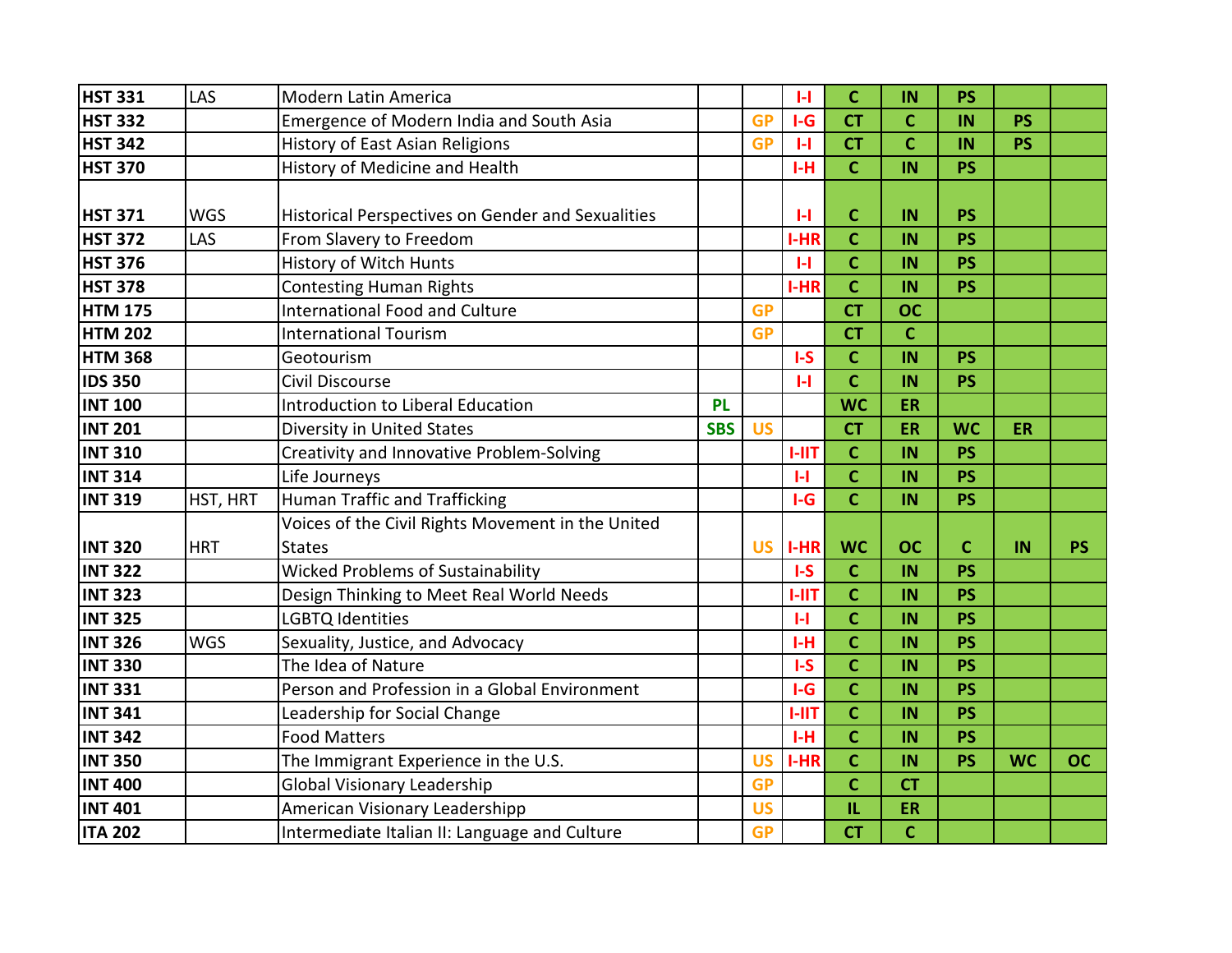| | | | | | | | | | | | |
|---|---|---|---|---|---|---|---|---|---|---|---|
| **HST 331** | LAS | Modern Latin America | | | **I-I** | **C** | **IN** | **PS** | | |
| **HST 332** | | Emergence of Modern India and South Asia | | **GP** | **I-G** | **CT** | **C** | **IN** | **PS** | |
| **HST 342** | | History of East Asian Religions | | **GP** | **I-I** | **CT** | **C** | **IN** | **PS** | |
| **HST 370** | | History of Medicine and Health | | | **I-H** | **C** | **IN** | **PS** | | |
| **HST 371** | WGS | Historical Perspectives on Gender and Sexualities | | | **I-I** | **C** | **IN** | **PS** | | |
| **HST 372** | LAS | From Slavery to Freedom | | | **I-HR** | **C** | **IN** | **PS** | | |
| **HST 376** | | History of Witch Hunts | | | **I-I** | **C** | **IN** | **PS** | | |
| **HST 378** | | Contesting Human Rights | | | **I-HR** | **C** | **IN** | **PS** | | |
| **HTM 175** | | International Food and Culture | | **GP** | | **CT** | **OC** | | | |
| **HTM 202** | | International Tourism | | **GP** | | **CT** | **C** | | | |
| **HTM 368** | | Geotourism | | | **I-S** | **C** | **IN** | **PS** | | |
| **IDS 350** | | Civil Discourse | | | **I-I** | **C** | **IN** | **PS** | | |
| **INT 100** | | Introduction to Liberal Education | **PL** | | | **WC** | **ER** | | | |
| **INT 201** | | Diversity in United States | **SBS** | **US** | | **CT** | **ER** | **WC** | **ER** | |
| **INT 310** | | Creativity and Innovative Problem-Solving | | | **I-IIT** | **C** | **IN** | **PS** | | |
| **INT 314** | | Life Journeys | | | **I-I** | **C** | **IN** | **PS** | | |
| **INT 319** | HST, HRT | Human Traffic and Trafficking | | | **I-G** | **C** | **IN** | **PS** | | |
| **INT 320** | HRT | Voices of the Civil Rights Movement in the United States | | **US** | **I-HR** | **WC** | **OC** | **C** | **IN** | **PS** |
| **INT 322** | | Wicked Problems of Sustainability | | | **I-S** | **C** | **IN** | **PS** | | |
| **INT 323** | | Design Thinking to Meet Real World Needs | | | **I-IIT** | **C** | **IN** | **PS** | | |
| **INT 325** | | LGBTQ Identities | | | **I-I** | **C** | **IN** | **PS** | | |
| **INT 326** | WGS | Sexuality, Justice, and Advocacy | | | **I-H** | **C** | **IN** | **PS** | | |
| **INT 330** | | The Idea of Nature | | | **I-S** | **C** | **IN** | **PS** | | |
| **INT 331** | | Person and Profession in a Global Environment | | | **I-G** | **C** | **IN** | **PS** | | |
| **INT 341** | | Leadership for Social Change | | | **I-IIT** | **C** | **IN** | **PS** | | |
| **INT 342** | | Food Matters | | | **I-H** | **C** | **IN** | **PS** | | |
| **INT 350** | | The Immigrant Experience in the U.S. | | **US** | **I-HR** | **C** | **IN** | **PS** | **WC** | **OC** |
| **INT 400** | | Global Visionary Leadership | | **GP** | | **C** | **CT** | | | |
| **INT 401** | | American Visionary Leadershipp | | **US** | | **IL** | **ER** | | | |
| **ITA 202** | | Intermediate Italian II: Language and Culture | | **GP** | | **CT** | **C** | | | |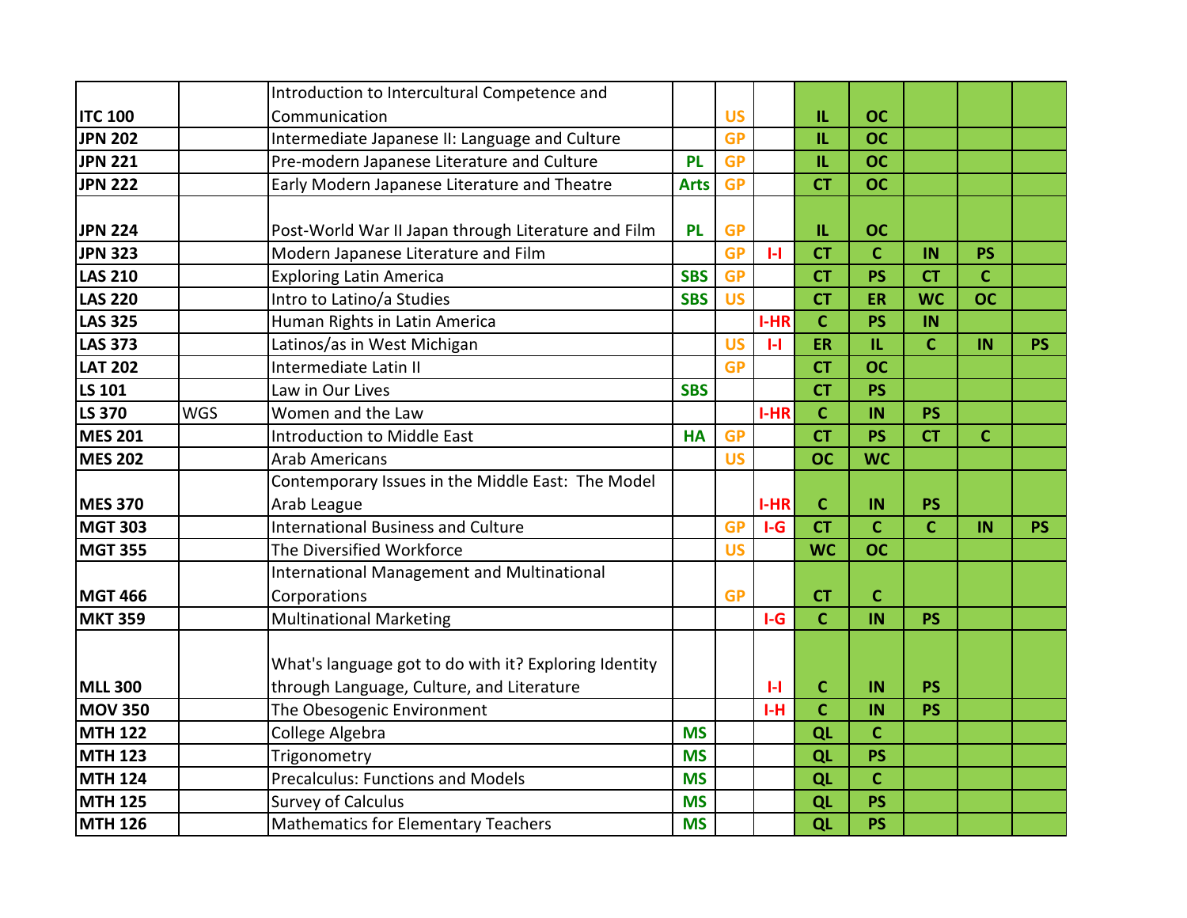| | | | | | | | | | | |
|---|---|---|---|---|---|---|---|---|---|---|
| **ITC 100** | | Introduction to Intercultural Competence and Communication | | **US** | | **IL** | **OC** | | | |
| **JPN 202** | | Intermediate Japanese II: Language and Culture | | **GP** | | **IL** | **OC** | | | |
| **JPN 221** | | Pre-modern Japanese Literature and Culture | **PL** | **GP** | | **IL** | **OC** | | | |
| **JPN 222** | | Early Modern Japanese Literature and Theatre | **Arts** | **GP** | | **CT** | **OC** | | | |
| **JPN 224** | | Post-World War II Japan through Literature and Film | **PL** | **GP** | | **IL** | **OC** | | | |
| **JPN 323** | | Modern Japanese Literature and Film | | **GP** | **I-I** | **CT** | **C** | **IN** | **PS** | |
| **LAS 210** | | Exploring Latin America | **SBS** | **GP** | | **CT** | **PS** | **CT** | **C** | |
| **LAS 220** | | Intro to Latino/a Studies | **SBS** | **US** | | **CT** | **ER** | **WC** | **OC** | |
| **LAS 325** | | Human Rights in Latin America | | | **I-HR** | **C** | **PS** | **IN** | | |
| **LAS 373** | | Latinos/as in West Michigan | | **US** | **I-I** | **ER** | **IL** | **C** | **IN** | **PS** |
| **LAT 202** | | Intermediate Latin II | | **GP** | | **CT** | **OC** | | | |
| **LS 101** | | Law in Our Lives | **SBS** | | | **CT** | **PS** | | | |
| **LS 370** | WGS | Women and the Law | | | **I-HR** | **C** | **IN** | **PS** | | |
| **MES 201** | | Introduction to Middle East | **HA** | **GP** | | **CT** | **PS** | **CT** | **C** | |
| **MES 202** | | Arab Americans | | **US** | | **OC** | **WC** | | | |
| **MES 370** | | Contemporary Issues in the Middle East: The Model Arab League | | | **I-HR** | **C** | **IN** | **PS** | | |
| **MGT 303** | | International Business and Culture | | **GP** | **I-G** | **CT** | **C** | **C** | **IN** | **PS** |
| **MGT 355** | | The Diversified Workforce | | **US** | | **WC** | **OC** | | | |
| **MGT 466** | | International Management and Multinational Corporations | | **GP** | | **CT** | **C** | | | |
| **MKT 359** | | Multinational Marketing | | | **I-G** | **C** | **IN** | **PS** | | |
| **MLL 300** | | What's language got to do with it? Exploring Identity through Language, Culture, and Literature | | | **I-I** | **C** | **IN** | **PS** | | |
| **MOV 350** | | The Obesogenic Environment | | | **I-H** | **C** | **IN** | **PS** | | |
| **MTH 122** | | College Algebra | **MS** | | | **QL** | **C** | | | |
| **MTH 123** | | Trigonometry | **MS** | | | **QL** | **PS** | | | |
| **MTH 124** | | Precalculus: Functions and Models | **MS** | | | **QL** | **C** | | | |
| **MTH 125** | | Survey of Calculus | **MS** | | | **QL** | **PS** | | | |
| **MTH 126** | | Mathematics for Elementary Teachers | **MS** | | | **QL** | **PS** | | | |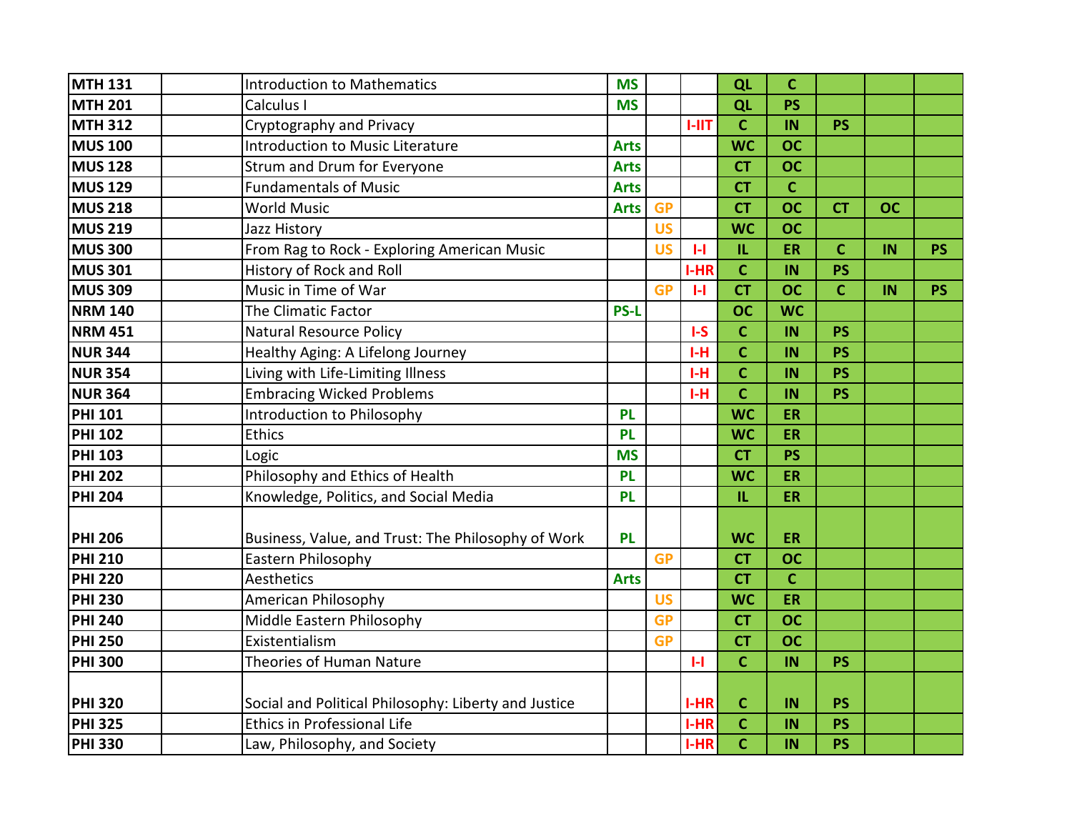| MTH 131 | | Introduction to Mathematics | MS | | | QL | C | | | |
|---|---|---|---|---|---|---|---|---|---|---|
| MTH 201 | | Calculus I | MS | | | QL | PS | | | |
| MTH 312 | | Cryptography and Privacy | | | I-IIT | C | IN | PS | | |
| MUS 100 | | Introduction to Music Literature | Arts | | | WC | OC | | | |
| MUS 128 | | Strum and Drum for Everyone | Arts | | | CT | OC | | | |
| MUS 129 | | Fundamentals of Music | Arts | | | CT | C | | | |
| MUS 218 | | World Music | Arts | GP | | CT | OC | CT | OC | |
| MUS 219 | | Jazz History | | US | | WC | OC | | | |
| MUS 300 | | From Rag to Rock - Exploring American Music | | US | I-I | IL | ER | C | IN | PS |
| MUS 301 | | History of Rock and Roll | | | I-HR | C | IN | PS | | |
| MUS 309 | | Music in Time of War | | GP | I-I | CT | OC | C | IN | PS |
| NRM 140 | | The Climatic Factor | PS-L | | | OC | WC | | | |
| NRM 451 | | Natural Resource Policy | | | I-S | C | IN | PS | | |
| NUR 344 | | Healthy Aging: A Lifelong Journey | | | I-H | C | IN | PS | | |
| NUR 354 | | Living with Life-Limiting Illness | | | I-H | C | IN | PS | | |
| NUR 364 | | Embracing Wicked Problems | | | I-H | C | IN | PS | | |
| PHI 101 | | Introduction to Philosophy | PL | | | WC | ER | | | |
| PHI 102 | | Ethics | PL | | | WC | ER | | | |
| PHI 103 | | Logic | MS | | | CT | PS | | | |
| PHI 202 | | Philosophy and Ethics of Health | PL | | | WC | ER | | | |
| PHI 204 | | Knowledge, Politics, and Social Media | PL | | | IL | ER | | | |
| PHI 206 | | Business, Value, and Trust: The Philosophy of Work | PL | | | WC | ER | | | |
| PHI 210 | | Eastern Philosophy | | GP | | CT | OC | | | |
| PHI 220 | | Aesthetics | Arts | | | CT | C | | | |
| PHI 230 | | American Philosophy | | US | | WC | ER | | | |
| PHI 240 | | Middle Eastern Philosophy | | GP | | CT | OC | | | |
| PHI 250 | | Existentialism | | GP | | CT | OC | | | |
| PHI 300 | | Theories of Human Nature | | | I-I | C | IN | PS | | |
| PHI 320 | | Social and Political Philosophy: Liberty and Justice | | | I-HR | C | IN | PS | | |
| PHI 325 | | Ethics in Professional Life | | | I-HR | C | IN | PS | | |
| PHI 330 | | Law, Philosophy, and Society | | | I-HR | C | IN | PS | | |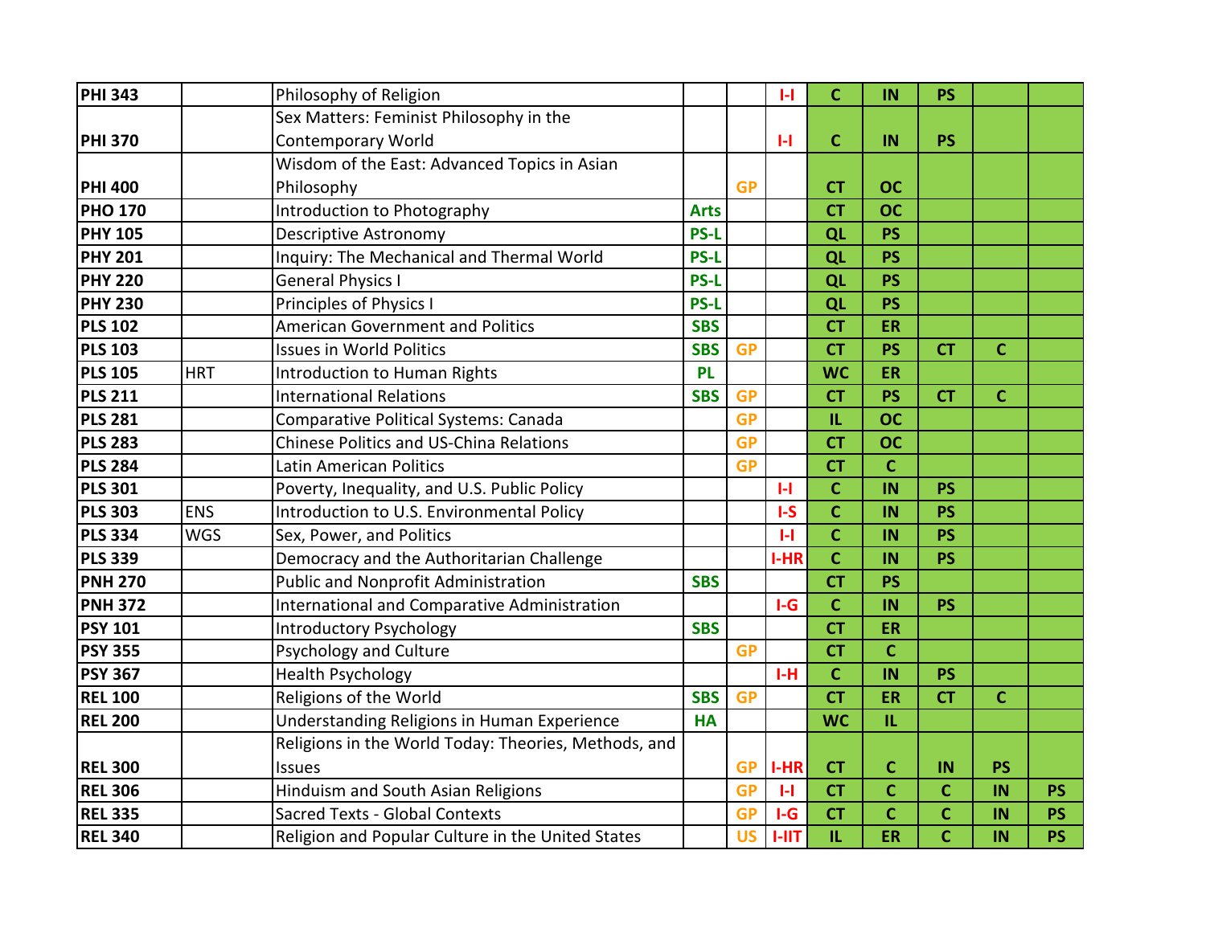| | | | | | | | | | | |
|---|---|---|---|---|---|---|---|---|---|---|
| **PHI 343** | | Philosophy of Religion | | | **I-I** | **C** | **IN** | **PS** | | |
| **PHI 370** | | Sex Matters: Feminist Philosophy in the Contemporary World | | | **I-I** | **C** | **IN** | **PS** | | |
| **PHI 400** | | Wisdom of the East: Advanced Topics in Asian Philosophy | | **GP** | | **CT** | **OC** | | | |
| **PHO 170** | | Introduction to Photography | **Arts** | | | **CT** | **OC** | | | |
| **PHY 105** | | Descriptive Astronomy | **PS-L** | | | **QL** | **PS** | | | |
| **PHY 201** | | Inquiry: The Mechanical and Thermal World | **PS-L** | | | **QL** | **PS** | | | |
| **PHY 220** | | General Physics I | **PS-L** | | | **QL** | **PS** | | | |
| **PHY 230** | | Principles of Physics I | **PS-L** | | | **QL** | **PS** | | | |
| **PLS 102** | | American Government and Politics | **SBS** | | | **CT** | **ER** | | | |
| **PLS 103** | | Issues in World Politics | **SBS** | **GP** | | **CT** | **PS** | **CT** | **C** | |
| **PLS 105** | HRT | Introduction to Human Rights | **PL** | | | **WC** | **ER** | | | |
| **PLS 211** | | International Relations | **SBS** | **GP** | | **CT** | **PS** | **CT** | **C** | |
| **PLS 281** | | Comparative Political Systems: Canada | | **GP** | | **IL** | **OC** | | | |
| **PLS 283** | | Chinese Politics and US-China Relations | | **GP** | | **CT** | **OC** | | | |
| **PLS 284** | | Latin American Politics | | **GP** | | **CT** | **C** | | | |
| **PLS 301** | | Poverty, Inequality, and U.S. Public Policy | | | **I-I** | **C** | **IN** | **PS** | | |
| **PLS 303** | ENS | Introduction to U.S. Environmental Policy | | | **I-S** | **C** | **IN** | **PS** | | |
| **PLS 334** | WGS | Sex, Power, and Politics | | | **I-I** | **C** | **IN** | **PS** | | |
| **PLS 339** | | Democracy and the Authoritarian Challenge | | | **I-HR** | **C** | **IN** | **PS** | | |
| **PNH 270** | | Public and Nonprofit Administration | **SBS** | | | **CT** | **PS** | | | |
| **PNH 372** | | International and Comparative Administration | | | **I-G** | **C** | **IN** | **PS** | | |
| **PSY 101** | | Introductory Psychology | **SBS** | | | **CT** | **ER** | | | |
| **PSY 355** | | Psychology and Culture | | **GP** | | **CT** | **C** | | | |
| **PSY 367** | | Health Psychology | | | **I-H** | **C** | **IN** | **PS** | | |
| **REL 100** | | Religions of the World | **SBS** | **GP** | | **CT** | **ER** | **CT** | **C** | |
| **REL 200** | | Understanding Religions in Human Experience | **HA** | | | **WC** | **IL** | | | |
| **REL 300** | | Religions in the World Today: Theories, Methods, and Issues | | **GP** | **I-HR** | **CT** | **C** | **IN** | **PS** | |
| **REL 306** | | Hinduism and South Asian Religions | | **GP** | **I-I** | **CT** | **C** | **C** | **IN** | **PS** |
| **REL 335** | | Sacred Texts - Global Contexts | | **GP** | **I-G** | **CT** | **C** | **C** | **IN** | **PS** |
| **REL 340** | | Religion and Popular Culture in the United States | | **US** | **I-IIT** | **IL** | **ER** | **C** | **IN** | **PS** |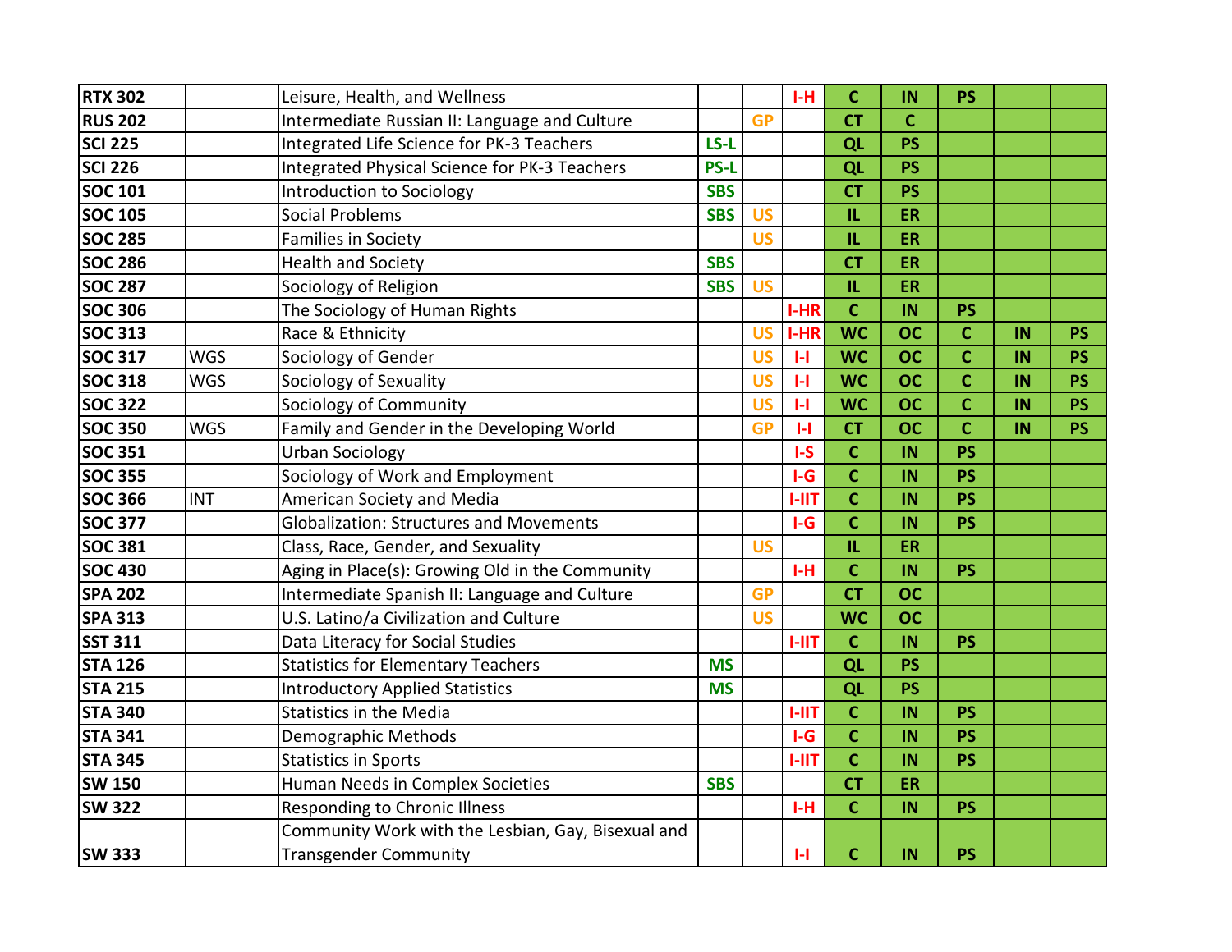| | | | | | | | | | | |
|---|---|---|---|---|---|---|---|---|---|---|
| **RTX 302** | | Leisure, Health, and Wellness | | | **I-H** | **C** | **IN** | **PS** | | |
| **RUS 202** | | Intermediate Russian II: Language and Culture | | **GP** | | **CT** | **C** | | | |
| **SCI 225** | | Integrated Life Science for PK-3 Teachers | **LS-L** | | | **QL** | **PS** | | | |
| **SCI 226** | | Integrated Physical Science for PK-3 Teachers | **PS-L** | | | **QL** | **PS** | | | |
| **SOC 101** | | Introduction to Sociology | **SBS** | | | **CT** | **PS** | | | |
| **SOC 105** | | Social Problems | **SBS** | **US** | | **IL** | **ER** | | | |
| **SOC 285** | | Families in Society | | **US** | | **IL** | **ER** | | | |
| **SOC 286** | | Health and Society | **SBS** | | | **CT** | **ER** | | | |
| **SOC 287** | | Sociology of Religion | **SBS** | **US** | | **IL** | **ER** | | | |
| **SOC 306** | | The Sociology of Human Rights | | | **I-HR** | **C** | **IN** | **PS** | | |
| **SOC 313** | | Race & Ethnicity | | **US** | **I-HR** | **WC** | **OC** | **C** | **IN** | **PS** |
| **SOC 317** | WGS | Sociology of Gender | | **US** | **I-I** | **WC** | **OC** | **C** | **IN** | **PS** |
| **SOC 318** | WGS | Sociology of Sexuality | | **US** | **I-I** | **WC** | **OC** | **C** | **IN** | **PS** |
| **SOC 322** | | Sociology of Community | | **US** | **I-I** | **WC** | **OC** | **C** | **IN** | **PS** |
| **SOC 350** | WGS | Family and Gender in the Developing World | | **GP** | **I-I** | **CT** | **OC** | **C** | **IN** | **PS** |
| **SOC 351** | | Urban Sociology | | | **I-S** | **C** | **IN** | **PS** | | |
| **SOC 355** | | Sociology of Work and Employment | | | **I-G** | **C** | **IN** | **PS** | | |
| **SOC 366** | INT | American Society and Media | | | **I-IIT** | **C** | **IN** | **PS** | | |
| **SOC 377** | | Globalization: Structures and Movements | | | **I-G** | **C** | **IN** | **PS** | | |
| **SOC 381** | | Class, Race, Gender, and Sexuality | | **US** | | **IL** | **ER** | | | |
| **SOC 430** | | Aging in Place(s): Growing Old in the Community | | | **I-H** | **C** | **IN** | **PS** | | |
| **SPA 202** | | Intermediate Spanish II: Language and Culture | | **GP** | | **CT** | **OC** | | | |
| **SPA 313** | | U.S. Latino/a Civilization and Culture | | **US** | | **WC** | **OC** | | | |
| **SST 311** | | Data Literacy for Social Studies | | | **I-IIT** | **C** | **IN** | **PS** | | |
| **STA 126** | | Statistics for Elementary Teachers | **MS** | | | **QL** | **PS** | | | |
| **STA 215** | | Introductory Applied Statistics | **MS** | | | **QL** | **PS** | | | |
| **STA 340** | | Statistics in the Media | | | **I-IIT** | **C** | **IN** | **PS** | | |
| **STA 341** | | Demographic Methods | | | **I-G** | **C** | **IN** | **PS** | | |
| **STA 345** | | Statistics in Sports | | | **I-IIT** | **C** | **IN** | **PS** | | |
| **SW 150** | | Human Needs in Complex Societies | **SBS** | | | **CT** | **ER** | | | |
| **SW 322** | | Responding to Chronic Illness | | | **I-H** | **C** | **IN** | **PS** | | |
| **SW 333** | | Community Work with the Lesbian, Gay, Bisexual and Transgender Community | | | **I-I** | **C** | **IN** | **PS** | | |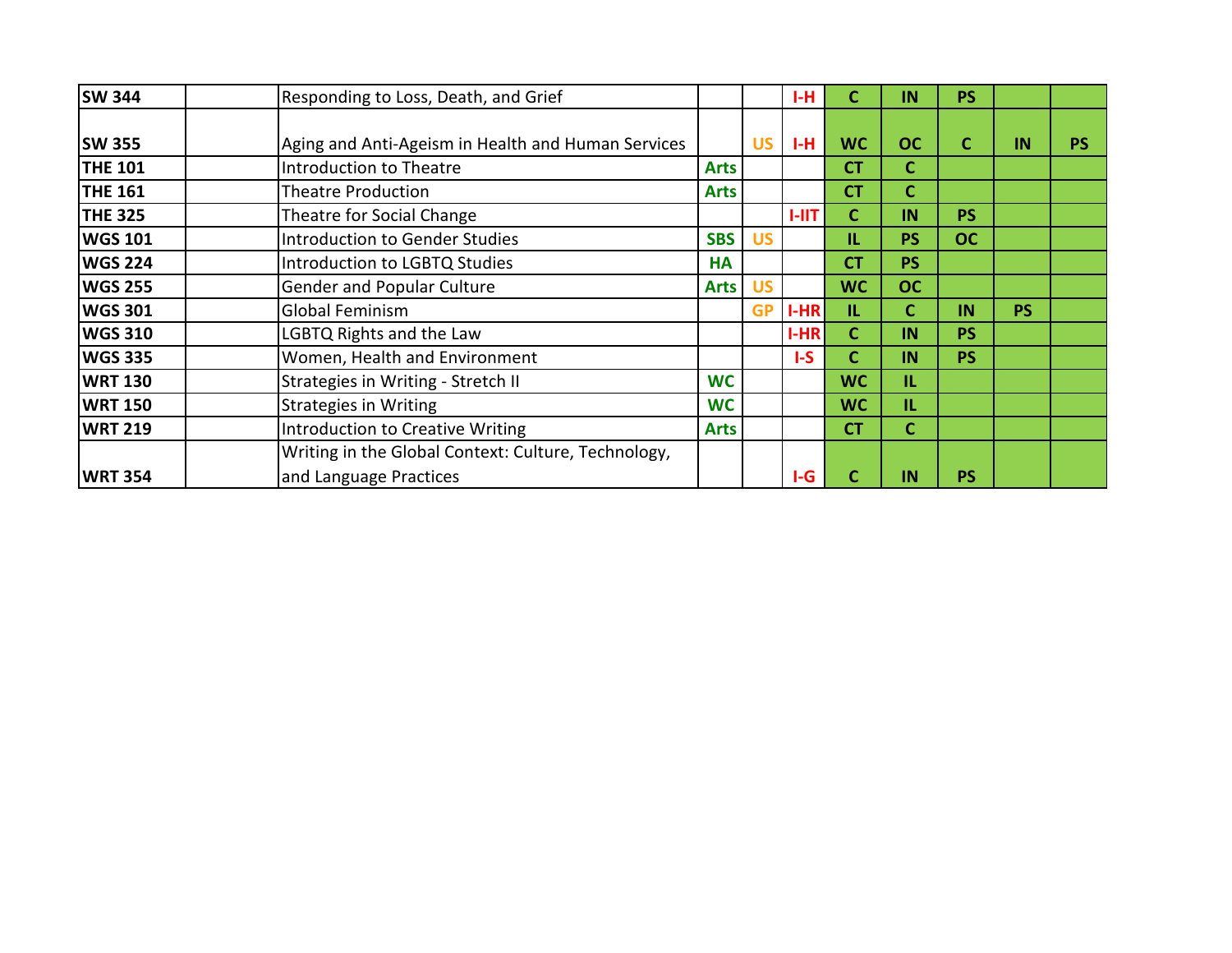| | | | | | | | | | | |
|---|---|---|---|---|---|---|---|---|---|---|
| **SW 344** | | Responding to Loss, Death, and Grief | | | **I-H** | **C** | **IN** | **PS** | | |
| **SW 355** | | Aging and Anti-Ageism in Health and Human Services | | **US** | **I-H** | **WC** | **OC** | **C** | **IN** | **PS** |
| **THE 101** | | Introduction to Theatre | **Arts** | | | **CT** | **C** | | | |
| **THE 161** | | Theatre Production | **Arts** | | | **CT** | **C** | | | |
| **THE 325** | | Theatre for Social Change | | | **I-IIT** | **C** | **IN** | **PS** | | |
| **WGS 101** | | Introduction to Gender Studies | **SBS** | **US** | | **IL** | **PS** | **OC** | | |
| **WGS 224** | | Introduction to LGBTQ Studies | **HA** | | | **CT** | **PS** | | | |
| **WGS 255** | | Gender and Popular Culture | **Arts** | **US** | | **WC** | **OC** | | | |
| **WGS 301** | | Global Feminism | | **GP** | **I-HR** | **IL** | **C** | **IN** | **PS** | |
| **WGS 310** | | LGBTQ Rights and the Law | | | **I-HR** | **C** | **IN** | **PS** | | |
| **WGS 335** | | Women, Health and Environment | | | **I-S** | **C** | **IN** | **PS** | | |
| **WRT 130** | | Strategies in Writing - Stretch II | **WC** | | | **WC** | **IL** | | | |
| **WRT 150** | | Strategies in Writing | **WC** | | | **WC** | **IL** | | | |
| **WRT 219** | | Introduction to Creative Writing | **Arts** | | | **CT** | **C** | | | |
| **WRT 354** | | Writing in the Global Context: Culture, Technology, and Language Practices | | | **I-G** | **C** | **IN** | **PS** | | |